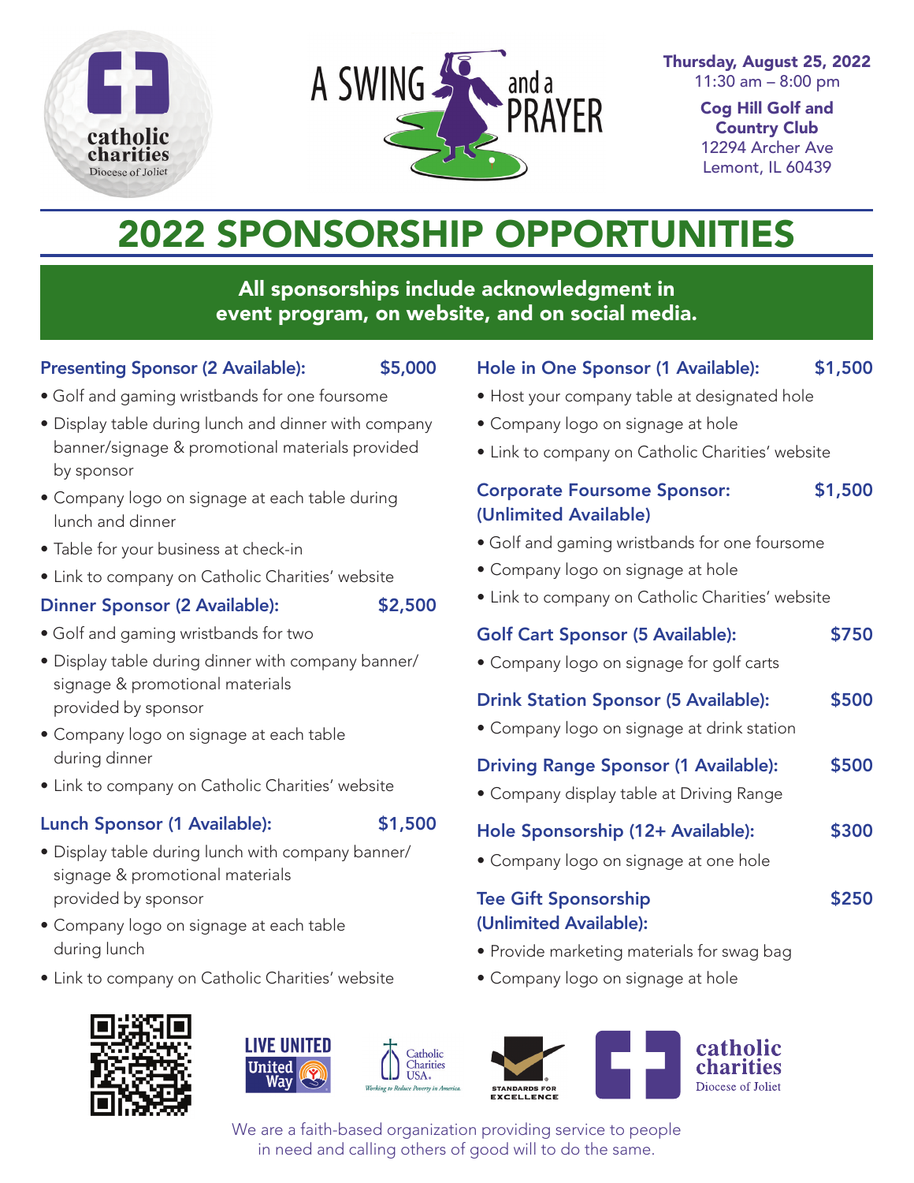catholic charities
Diocese of Joliet

A SWING and a PRAYER

**Thursday, August 25, 2022**
11:30 am – 8:00 pm

**Cog Hill Golf and Country Club**
12294 Archer Ave
Lemont, IL 60439

# 2022 SPONSORSHIP OPPORTUNITIES

**All sponsorships include acknowledgment in event program, on website, and on social media.**

### Presenting Sponsor (2 Available): $5,000

- Golf and gaming wristbands for one foursome
- Display table during lunch and dinner with company banner/signage & promotional materials provided by sponsor
- Company logo on signage at each table during lunch and dinner
- Table for your business at check-in
- Link to company on Catholic Charities' website

### Dinner Sponsor (2 Available): $2,500

- Golf and gaming wristbands for two
- Display table during dinner with company banner/signage & promotional materials provided by sponsor
- Company logo on signage at each table during dinner
- Link to company on Catholic Charities' website

### Lunch Sponsor (1 Available): $1,500

- Display table during lunch with company banner/signage & promotional materials provided by sponsor
- Company logo on signage at each table during lunch
- Link to company on Catholic Charities' website

### Hole in One Sponsor (1 Available): $1,500

- Host your company table at designated hole
- Company logo on signage at hole
- Link to company on Catholic Charities' website

### Corporate Foursome Sponsor: (Unlimited Available) $1,500

- Golf and gaming wristbands for one foursome
- Company logo on signage at hole
- Link to company on Catholic Charities' website

### Golf Cart Sponsor (5 Available): $750

- Company logo on signage for golf carts

### Drink Station Sponsor (5 Available): $500

- Company logo on signage at drink station

### Driving Range Sponsor (1 Available): $500

- Company display table at Driving Range

### Hole Sponsorship (12+ Available): $300

- Company logo on signage at one hole

### Tee Gift Sponsorship (Unlimited Available): $250

- Provide marketing materials for swag bag
- Company logo on signage at hole

LIVE UNITED United Way

Catholic Charities USA. Working to Reduce Poverty in America.

STANDARDS FOR EXCELLENCE

catholic charities Diocese of Joliet

We are a faith-based organization providing service to people in need and calling others of good will to do the same.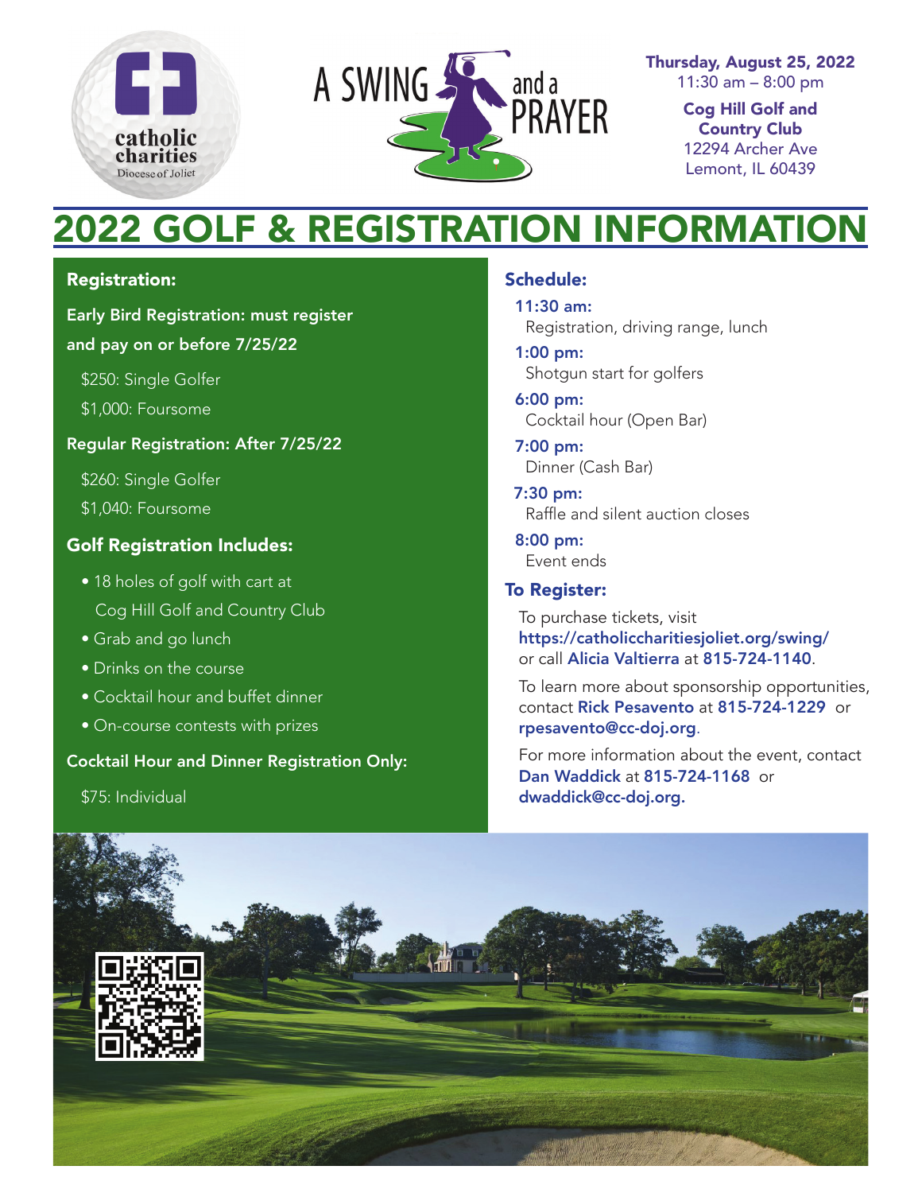catholic charities
Diocese of Joliet

A SWING and a PRAYER

**Thursday, August 25, 2022**
11:30 am – 8:00 pm

**Cog Hill Golf and Country Club**
12294 Archer Ave
Lemont, IL 60439

# 2022 GOLF & REGISTRATION INFORMATION

## Registration:

**Early Bird Registration: must register and pay on or before 7/25/22**

$250: Single Golfer
$1,000: Foursome

**Regular Registration: After 7/25/22**

$260: Single Golfer
$1,040: Foursome

### Golf Registration Includes:

- 18 holes of golf with cart at Cog Hill Golf and Country Club
- Grab and go lunch
- Drinks on the course
- Cocktail hour and buffet dinner
- On-course contests with prizes

**Cocktail Hour and Dinner Registration Only:**

$75: Individual

## Schedule:

**11:30 am:**
Registration, driving range, lunch

**1:00 pm:**
Shotgun start for golfers

**6:00 pm:**
Cocktail hour (Open Bar)

**7:00 pm:**
Dinner (Cash Bar)

**7:30 pm:**
Raffle and silent auction closes

**8:00 pm:**
Event ends

## To Register:

To purchase tickets, visit **https://catholiccharitiesjoliet.org/swing/** or call **Alicia Valtierra** at **815-724-1140**.

To learn more about sponsorship opportunities, contact **Rick Pesavento** at **815-724-1229** or **rpesavento@cc-doj.org**.

For more information about the event, contact **Dan Waddick** at **815-724-1168** or **dwaddick@cc-doj.org.**